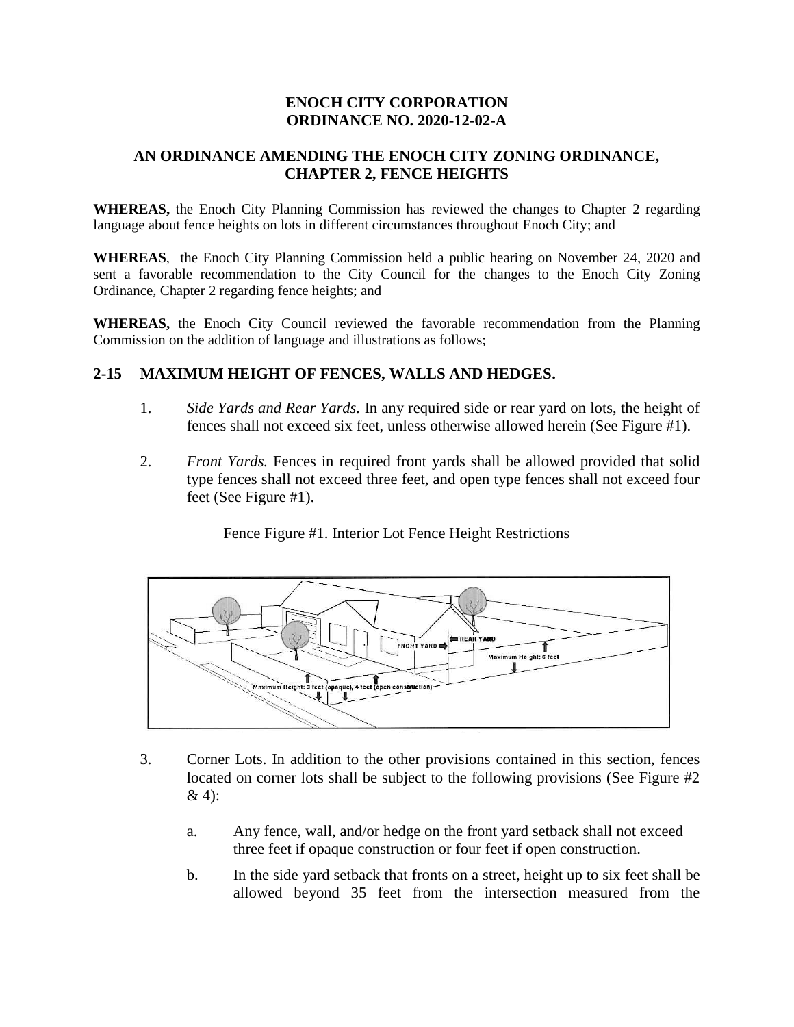# ENOCH CITY CORPORATION
# ORDINANCE NO. 2020-12-02-A

## AN ORDINANCE AMENDING THE ENOCH CITY ZONING ORDINANCE, CHAPTER 2, FENCE HEIGHTS

**WHEREAS,** the Enoch City Planning Commission has reviewed the changes to Chapter 2 regarding language about fence heights on lots in different circumstances throughout Enoch City; and

**WHEREAS**, the Enoch City Planning Commission held a public hearing on November 24, 2020 and sent a favorable recommendation to the City Council for the changes to the Enoch City Zoning Ordinance, Chapter 2 regarding fence heights; and

**WHEREAS,** the Enoch City Council reviewed the favorable recommendation from the Planning Commission on the addition of language and illustrations as follows;

### 2-15 MAXIMUM HEIGHT OF FENCES, WALLS AND HEDGES.

1. *Side Yards and Rear Yards.* In any required side or rear yard on lots, the height of fences shall not exceed six feet, unless otherwise allowed herein (See Figure #1).

2. *Front Yards.* Fences in required front yards shall be allowed provided that solid type fences shall not exceed three feet, and open type fences shall not exceed four feet (See Figure #1).

Fence Figure #1. Interior Lot Fence Height Restrictions

3. Corner Lots. In addition to the other provisions contained in this section, fences located on corner lots shall be subject to the following provisions (See Figure #2 & 4):

   a. Any fence, wall, and/or hedge on the front yard setback shall not exceed three feet if opaque construction or four feet if open construction.

   b. In the side yard setback that fronts on a street, height up to six feet shall be allowed beyond 35 feet from the intersection measured from the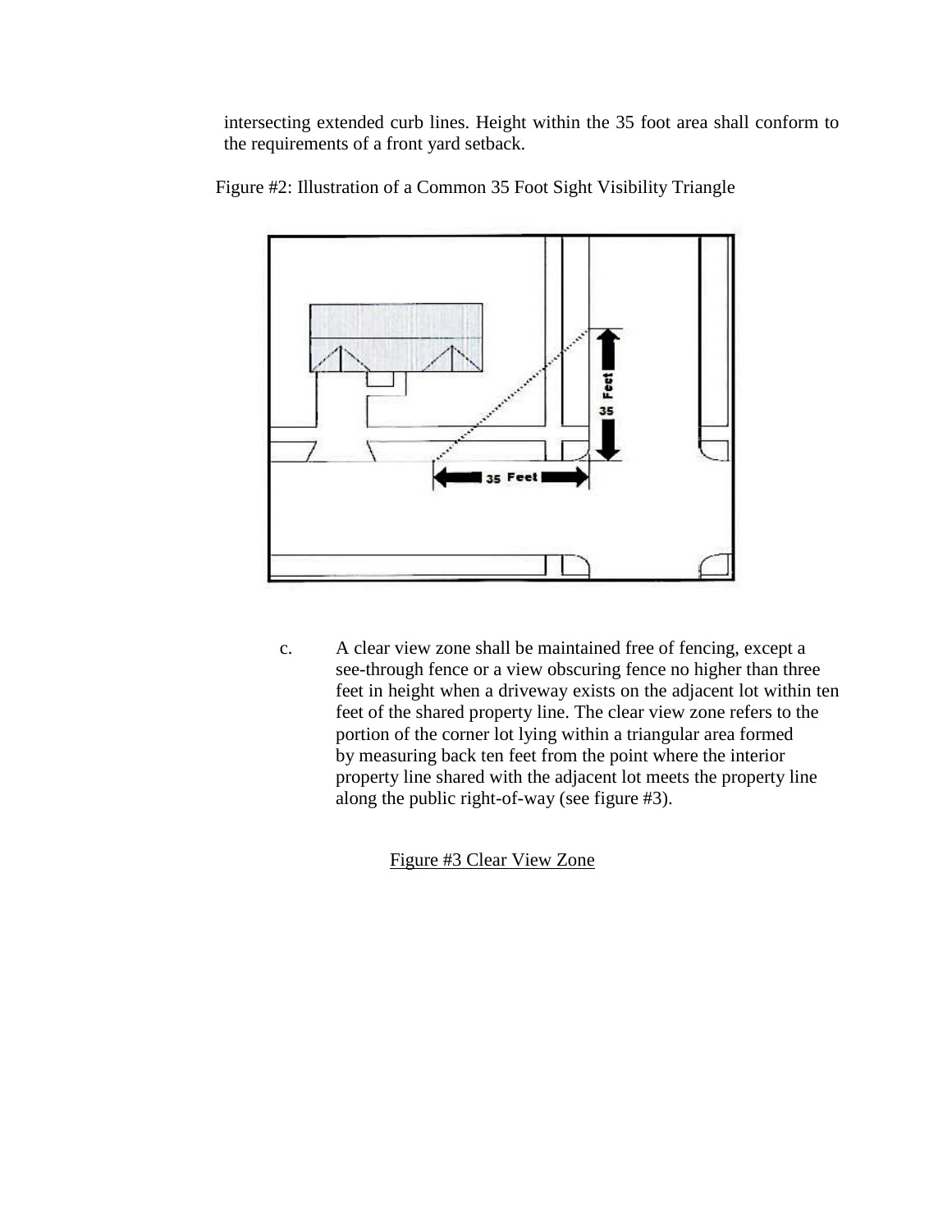intersecting extended curb lines. Height within the 35 foot area shall conform to the requirements of a front yard setback.

Figure #2: Illustration of a Common 35 Foot Sight Visibility Triangle

c. A clear view zone shall be maintained free of fencing, except a see-through fence or a view obscuring fence no higher than three feet in height when a driveway exists on the adjacent lot within ten feet of the shared property line. The clear view zone refers to the portion of the corner lot lying within a triangular area formed by measuring back ten feet from the point where the interior property line shared with the adjacent lot meets the property line along the public right-of-way (see figure #3).

Figure #3 Clear View Zone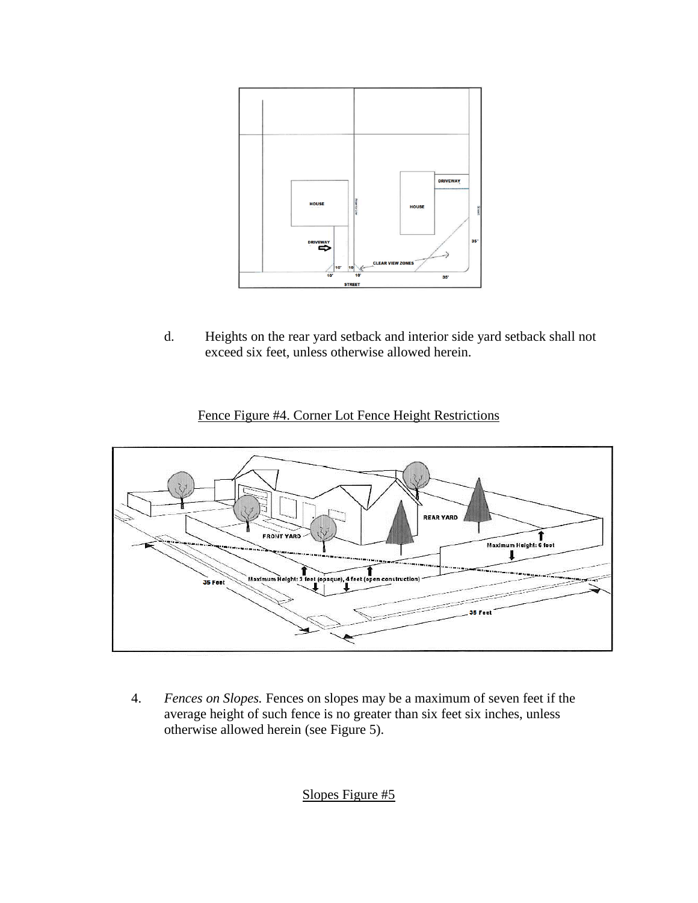d. Heights on the rear yard setback and interior side yard setback shall not exceed six feet, unless otherwise allowed herein.

Fence Figure #4. Corner Lot Fence Height Restrictions

4. *Fences on Slopes.* Fences on slopes may be a maximum of seven feet if the average height of such fence is no greater than six feet six inches, unless otherwise allowed herein (see Figure 5).

Slopes Figure #5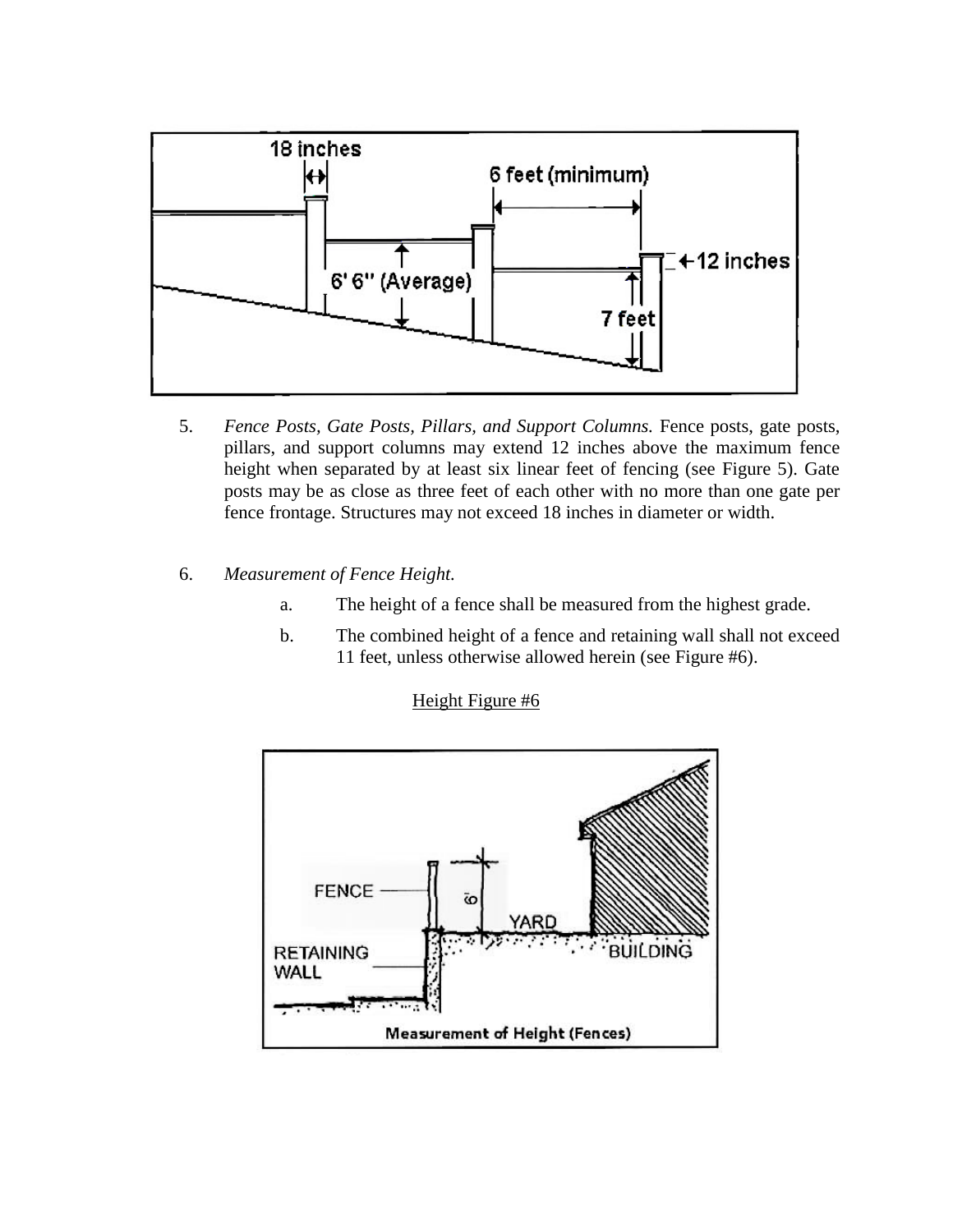5. *Fence Posts, Gate Posts, Pillars, and Support Columns.* Fence posts, gate posts, pillars, and support columns may extend 12 inches above the maximum fence height when separated by at least six linear feet of fencing (see Figure 5). Gate posts may be as close as three feet of each other with no more than one gate per fence frontage. Structures may not exceed 18 inches in diameter or width.

6. *Measurement of Fence Height.*

   a. The height of a fence shall be measured from the highest grade.

   b. The combined height of a fence and retaining wall shall not exceed 11 feet, unless otherwise allowed herein (see Figure #6).

<u>Height Figure #6</u>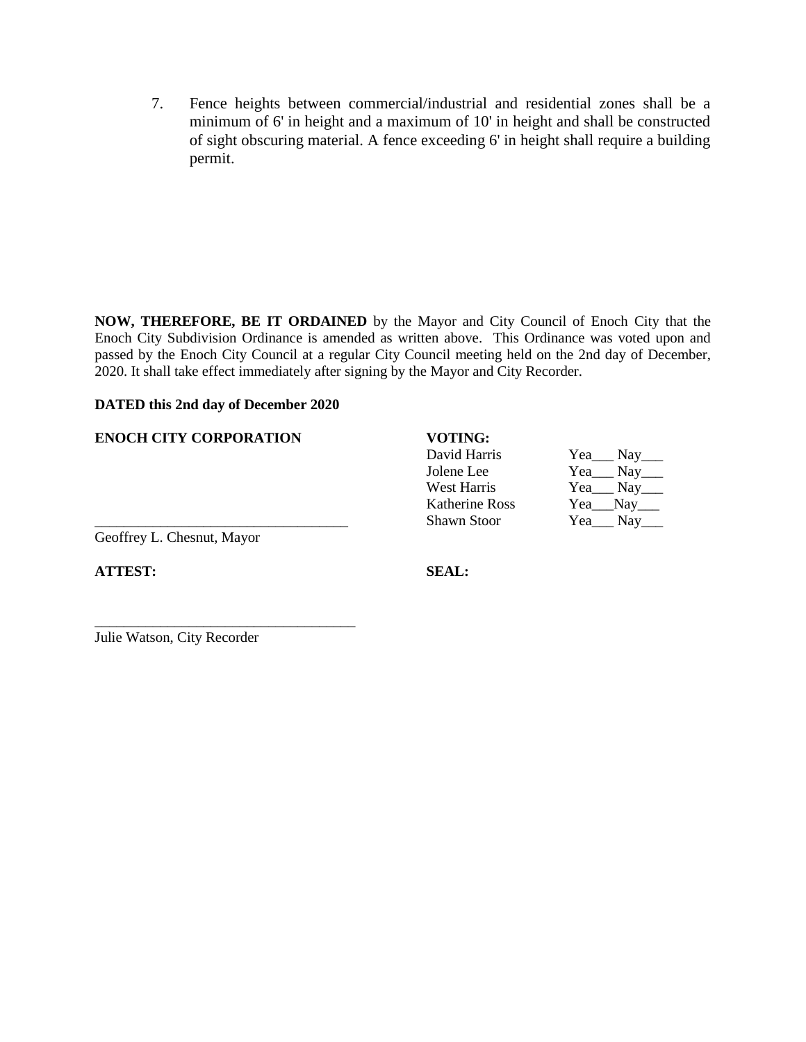7. Fence heights between commercial/industrial and residential zones shall be a minimum of 6' in height and a maximum of 10' in height and shall be constructed of sight obscuring material. A fence exceeding 6' in height shall require a building permit.

**NOW, THEREFORE, BE IT ORDAINED** by the Mayor and City Council of Enoch City that the Enoch City Subdivision Ordinance is amended as written above. This Ordinance was voted upon and passed by the Enoch City Council at a regular City Council meeting held on the 2nd day of December, 2020. It shall take effect immediately after signing by the Mayor and City Recorder.

**DATED this 2nd day of December 2020**

**ENOCH CITY CORPORATION**

___________________________________
Geoffrey L. Chesnut, Mayor

**VOTING:**

| | |
|---|---|
| David Harris | Yea___ Nay___ |
| Jolene Lee | Yea___ Nay___ |
| West Harris | Yea___ Nay___ |
| Katherine Ross | Yea___Nay___ |
| Shawn Stoor | Yea___ Nay___ |

**ATTEST:**

___________________________________
Julie Watson, City Recorder

**SEAL:**